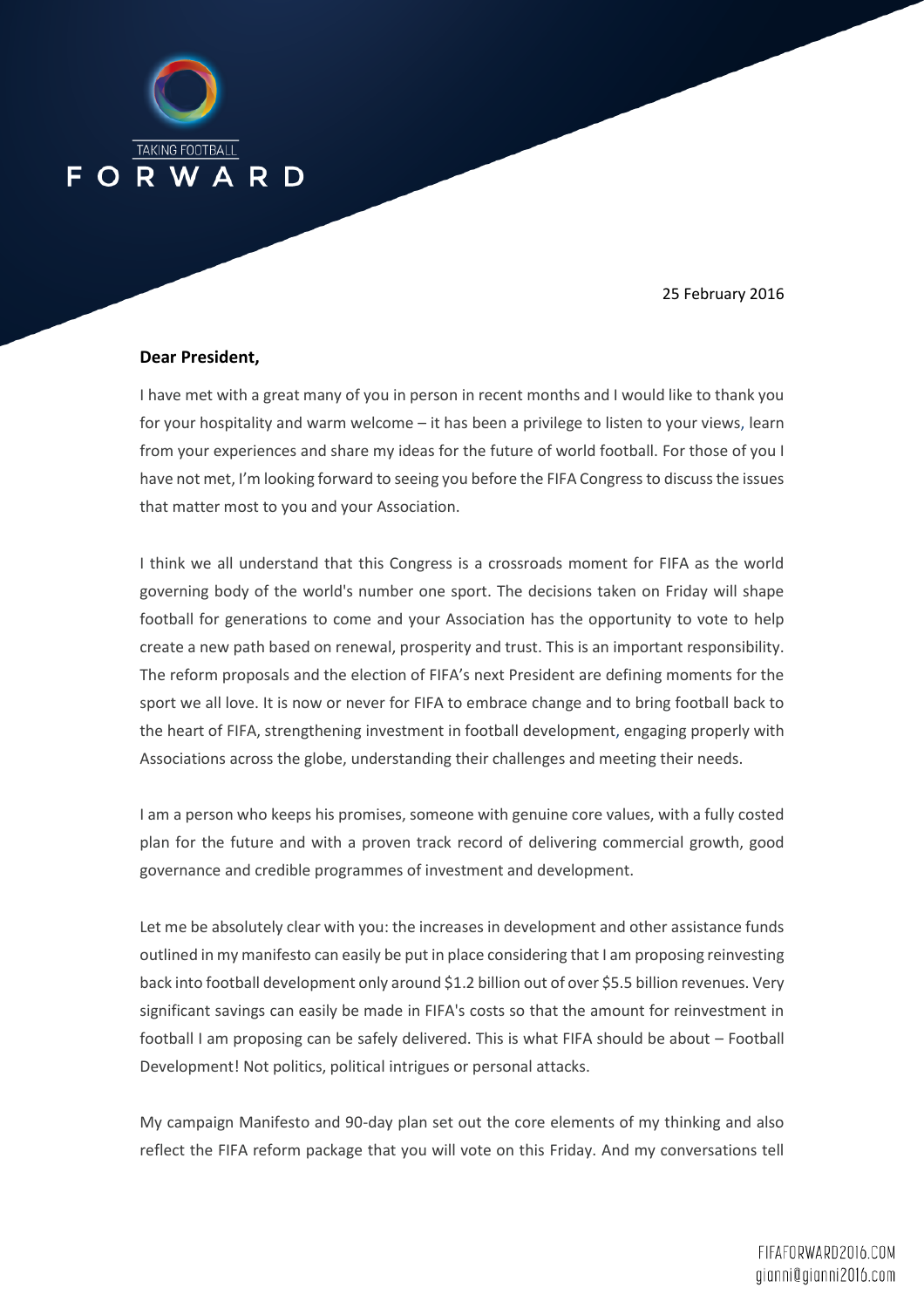TAKING FOOTBALL

FORWARD

25 February 2016

**Dear President,**

I have met with a great many of you in person in recent months and I would like to thank you for your hospitality and warm welcome – it has been a privilege to listen to your views, learn from your experiences and share my ideas for the future of world football. For those of you I have not met, I'm looking forward to seeing you before the FIFA Congress to discuss the issues that matter most to you and your Association.

I think we all understand that this Congress is a crossroads moment for FIFA as the world governing body of the world's number one sport. The decisions taken on Friday will shape football for generations to come and your Association has the opportunity to vote to help create a new path based on renewal, prosperity and trust. This is an important responsibility. The reform proposals and the election of FIFA's next President are defining moments for the sport we all love. It is now or never for FIFA to embrace change and to bring football back to the heart of FIFA, strengthening investment in football development, engaging properly with Associations across the globe, understanding their challenges and meeting their needs.

I am a person who keeps his promises, someone with genuine core values, with a fully costed plan for the future and with a proven track record of delivering commercial growth, good governance and credible programmes of investment and development.

Let me be absolutely clear with you: the increases in development and other assistance funds outlined in my manifesto can easily be put in place considering that I am proposing reinvesting back into football development only around $1.2 billion out of over $5.5 billion revenues. Very significant savings can easily be made in FIFA's costs so that the amount for reinvestment in football I am proposing can be safely delivered. This is what FIFA should be about – Football Development! Not politics, political intrigues or personal attacks.

My campaign Manifesto and 90-day plan set out the core elements of my thinking and also reflect the FIFA reform package that you will vote on this Friday. And my conversations tell

FIFAFORWARD2016.COM
gianni@gianni2016.com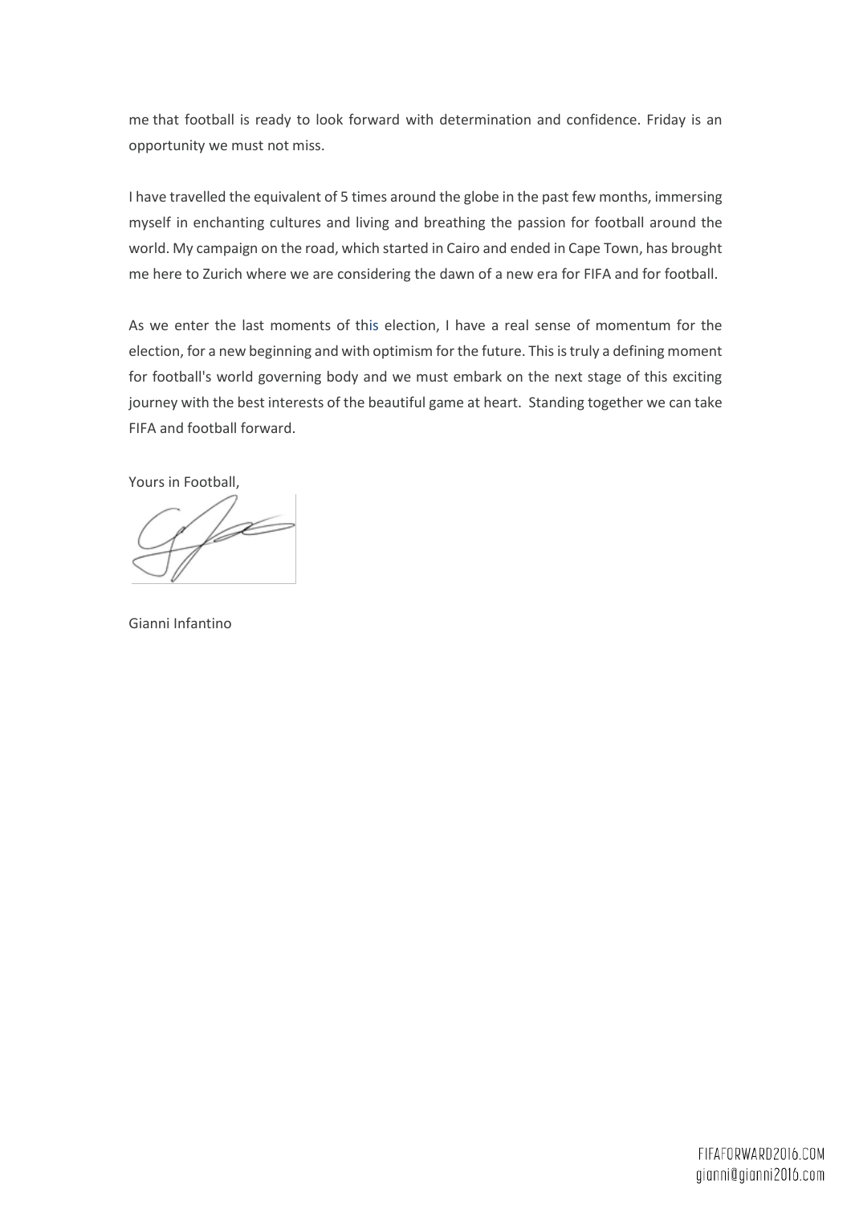me that football is ready to look forward with determination and confidence. Friday is an opportunity we must not miss.

I have travelled the equivalent of 5 times around the globe in the past few months, immersing myself in enchanting cultures and living and breathing the passion for football around the world. My campaign on the road, which started in Cairo and ended in Cape Town, has brought me here to Zurich where we are considering the dawn of a new era for FIFA and for football.

As we enter the last moments of this election, I have a real sense of momentum for the election, for a new beginning and with optimism for the future. This is truly a defining moment for football's world governing body and we must embark on the next stage of this exciting journey with the best interests of the beautiful game at heart. Standing together we can take FIFA and football forward.

Yours in Football,

Gianni Infantino

FIFAFORWARD2016.COM
gianni@gianni2016.com